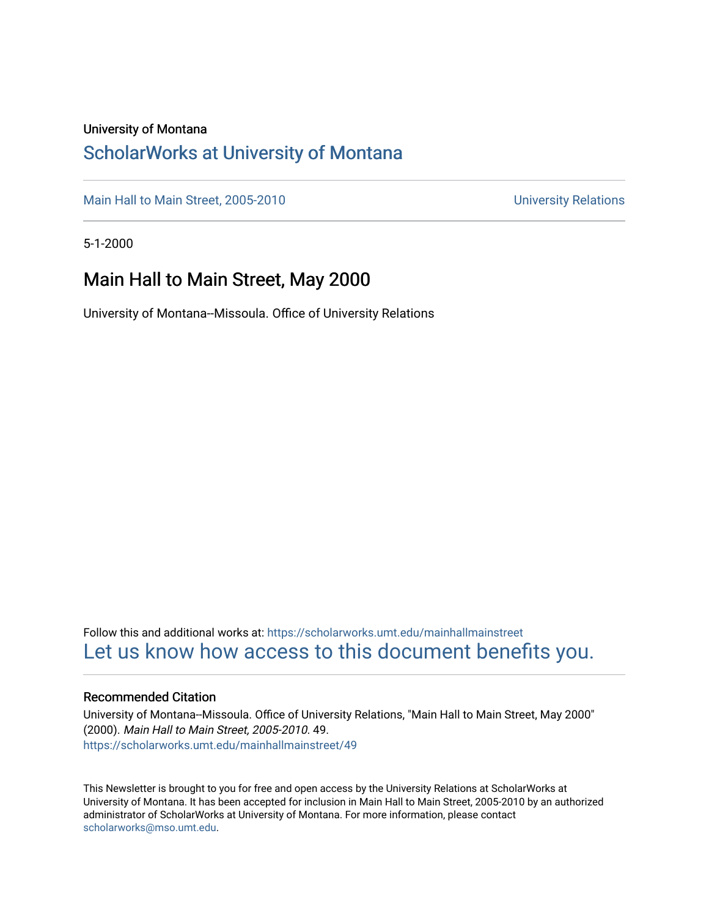University of Montana

# ScholarWorks at University of Montana

Main Hall to Main Street, 2005-2010 University Relations

5-1-2000

## Main Hall to Main Street, May 2000

University of Montana--Missoula. Office of University Relations

Follow this and additional works at: https://scholarworks.umt.edu/mainhallmainstreet

Let us know how access to this document benefits you.

### Recommended Citation

University of Montana--Missoula. Office of University Relations, "Main Hall to Main Street, May 2000" (2000). *Main Hall to Main Street, 2005-2010.* 49.
https://scholarworks.umt.edu/mainhallmainstreet/49

This Newsletter is brought to you for free and open access by the University Relations at ScholarWorks at University of Montana. It has been accepted for inclusion in Main Hall to Main Street, 2005-2010 by an authorized administrator of ScholarWorks at University of Montana. For more information, please contact scholarworks@mso.umt.edu.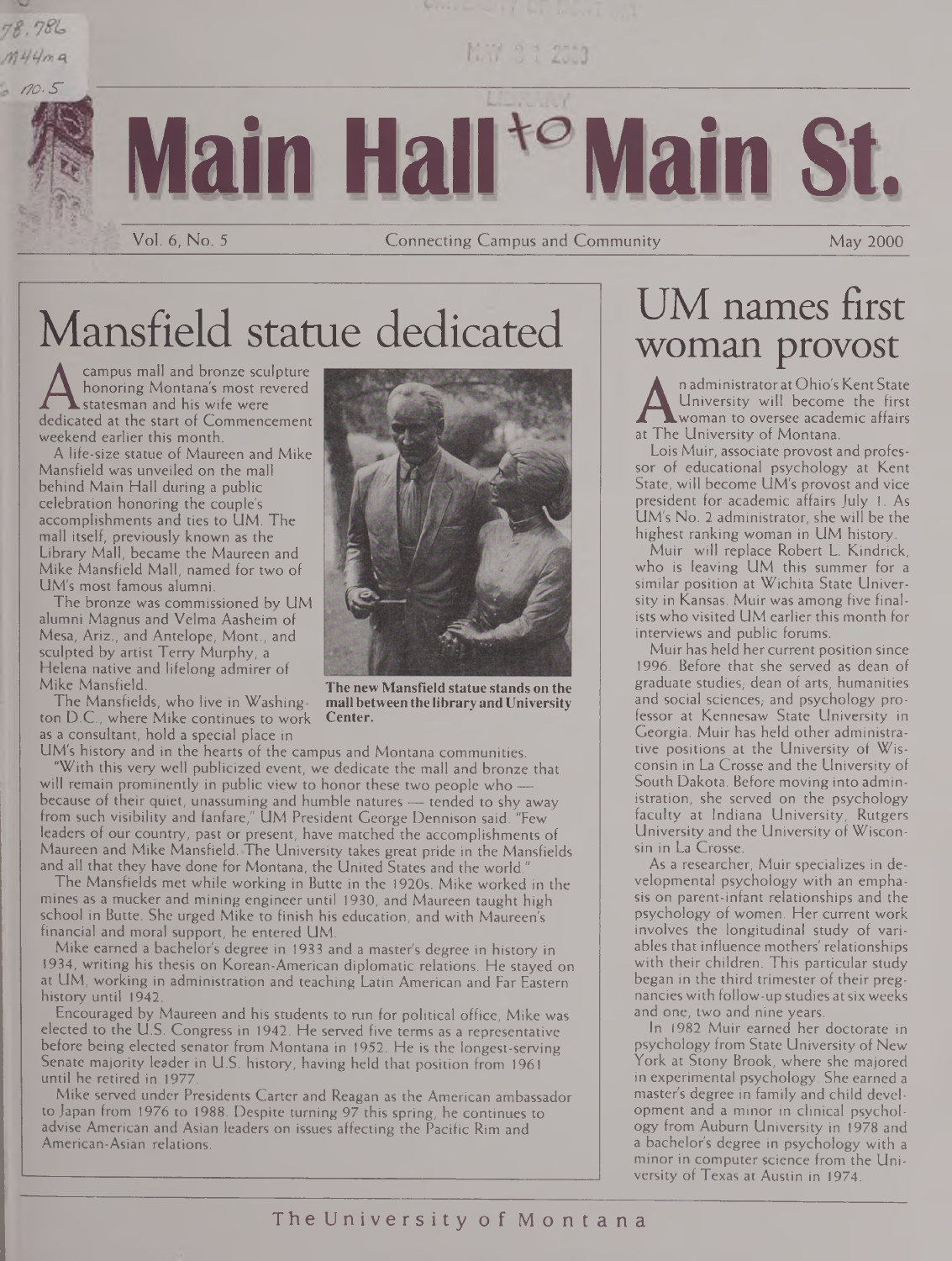# Main Hall to Main St.

Vol. 6, No. 5 — Connecting Campus and Community — May 2000

## Mansfield statue dedicated

A campus mall and bronze sculpture honoring Montana's most revered statesman and his wife were dedicated at the start of Commencement weekend earlier this month.

A life-size statue of Maureen and Mike Mansfield was unveiled on the mall behind Main Hall during a public celebration honoring the couple's accomplishments and ties to UM. The mall itself, previously known as the Library Mall, became the Maureen and Mike Mansfield Mall, named for two of UM's most famous alumni.

The bronze was commissioned by UM alumni Magnus and Velma Aasheim of Mesa, Ariz., and Antelope, Mont., and sculpted by artist Terry Murphy, a Helena native and lifelong admirer of Mike Mansfield.

**The new Mansfield statue stands on the mall between the library and University Center.**

The Mansfields, who live in Washington D.C., where Mike continues to work as a consultant, hold a special place in UM's history and in the hearts of the campus and Montana communities.

"With this very well publicized event, we dedicate the mall and bronze that will remain prominently in public view to honor these two people who — because of their quiet, unassuming and humble natures — tended to shy away from such visibility and fanfare," UM President George Dennison said. "Few leaders of our country, past or present, have matched the accomplishments of Maureen and Mike Mansfield. The University takes great pride in the Mansfields and all that they have done for Montana, the United States and the world."

The Mansfields met while working in Butte in the 1920s. Mike worked in the mines as a mucker and mining engineer until 1930, and Maureen taught high school in Butte. She urged Mike to finish his education, and with Maureen's financial and moral support, he entered UM.

Mike earned a bachelor's degree in 1933 and a master's degree in history in 1934, writing his thesis on Korean-American diplomatic relations. He stayed on at UM, working in administration and teaching Latin American and Far Eastern history until 1942.

Encouraged by Maureen and his students to run for political office, Mike was elected to the U.S. Congress in 1942. He served five terms as a representative before being elected senator from Montana in 1952. He is the longest-serving Senate majority leader in U.S. history, having held that position from 1961 until he retired in 1977.

Mike served under Presidents Carter and Reagan as the American ambassador to Japan from 1976 to 1988. Despite turning 97 this spring, he continues to advise American and Asian leaders on issues affecting the Pacific Rim and American-Asian relations.

## UM names first woman provost

An administrator at Ohio's Kent State University will become the first woman to oversee academic affairs at The University of Montana.

Lois Muir, associate provost and professor of educational psychology at Kent State, will become UM's provost and vice president for academic affairs July 1. As UM's No. 2 administrator, she will be the highest ranking woman in UM history.

Muir will replace Robert L. Kindrick, who is leaving UM this summer for a similar position at Wichita State University in Kansas. Muir was among five finalists who visited UM earlier this month for interviews and public forums.

Muir has held her current position since 1996. Before that she served as dean of graduate studies; dean of arts, humanities and social sciences; and psychology professor at Kennesaw State University in Georgia. Muir has held other administrative positions at the University of Wisconsin in La Crosse and the University of South Dakota. Before moving into administration, she served on the psychology faculty at Indiana University, Rutgers University and the University of Wisconsin in La Crosse.

As a researcher, Muir specializes in developmental psychology with an emphasis on parent-infant relationships and the psychology of women. Her current work involves the longitudinal study of variables that influence mothers' relationships with their children. This particular study began in the third trimester of their pregnancies with follow-up studies at six weeks and one, two and nine years.

In 1982 Muir earned her doctorate in psychology from State University of New York at Stony Brook, where she majored in experimental psychology. She earned a master's degree in family and child development and a minor in clinical psychology from Auburn University in 1978 and a bachelor's degree in psychology with a minor in computer science from the University of Texas at Austin in 1974.

The University of Montana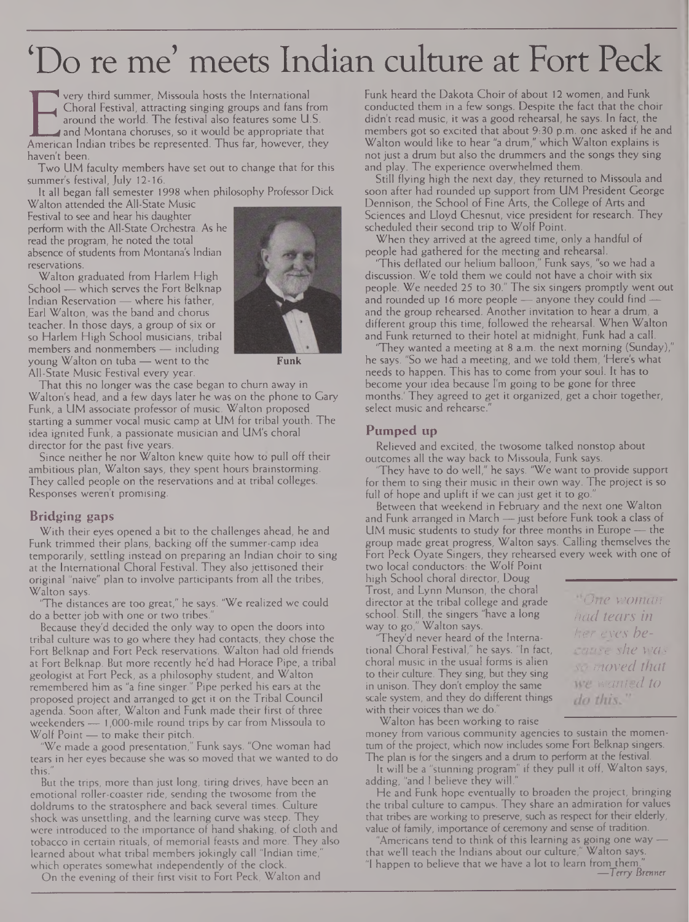# 'Do re me' meets Indian culture at Fort Peck

Every third summer, Missoula hosts the International Choral Festival, attracting singing groups and fans from around the world. The festival also features some U.S. and Montana choruses, so it would be appropriate that American Indian tribes be represented. Thus far, however, they haven't been.

Two UM faculty members have set out to change that for this summer's festival, July 12-16.

It all began fall semester 1998 when philosophy Professor Dick Walton attended the All-State Music Festival to see and hear his daughter perform with the All-State Orchestra. As he read the program, he noted the total absence of students from Montana's Indian reservations.

Walton graduated from Harlem High School — which serves the Fort Belknap Indian Reservation — where his father, Earl Walton, was the band and chorus teacher. In those days, a group of six or so Harlem High School musicians, tribal members and nonmembers — including young Walton on tuba — went to the All-State Music Festival every year.

**Funk**

That this no longer was the case began to churn away in Walton's head, and a few days later he was on the phone to Gary Funk, a UM associate professor of music. Walton proposed starting a summer vocal music camp at UM for tribal youth. The idea ignited Funk, a passionate musician and UM's choral director for the past five years.

Since neither he nor Walton knew quite how to pull off their ambitious plan, Walton says, they spent hours brainstorming. They called people on the reservations and at tribal colleges. Responses weren't promising.

## Bridging gaps

With their eyes opened a bit to the challenges ahead, he and Funk trimmed their plans, backing off the summer-camp idea temporarily, settling instead on preparing an Indian choir to sing at the International Choral Festival. They also jettisoned their original "naive" plan to involve participants from all the tribes, Walton says.

"The distances are too great," he says. "We realized we could do a better job with one or two tribes."

Because they'd decided the only way to open the doors into tribal culture was to go where they had contacts, they chose the Fort Belknap and Fort Peck reservations. Walton had old friends at Fort Belknap. But more recently he'd had Horace Pipe, a tribal geologist at Fort Peck, as a philosophy student, and Walton remembered him as "a fine singer." Pipe perked his ears at the proposed project and arranged to get it on the Tribal Council agenda. Soon after, Walton and Funk made their first of three weekenders — 1,000-mile round trips by car from Missoula to Wolf Point — to make their pitch.

"We made a good presentation," Funk says. "One woman had tears in her eyes because she was so moved that we wanted to do this."

But the trips, more than just long, tiring drives, have been an emotional roller-coaster ride, sending the twosome from the doldrums to the stratosphere and back several times. Culture shock was unsettling, and the learning curve was steep. They were introduced to the importance of hand shaking, of cloth and tobacco in certain rituals, of memorial feasts and more. They also learned about what tribal members jokingly call "Indian time," which operates somewhat independently of the clock.

On the evening of their first visit to Fort Peck, Walton and Funk heard the Dakota Choir of about 12 women, and Funk conducted them in a few songs. Despite the fact that the choir didn't read music, it was a good rehearsal, he says. In fact, the members got so excited that about 9:30 p.m. one asked if he and Walton would like to hear "a drum," which Walton explains is not just a drum but also the drummers and the songs they sing and play. The experience overwhelmed them.

Still flying high the next day, they returned to Missoula and soon after had rounded up support from UM President George Dennison, the School of Fine Arts, the College of Arts and Sciences and Lloyd Chesnut, vice president for research. They scheduled their second trip to Wolf Point.

When they arrived at the agreed time, only a handful of people had gathered for the meeting and rehearsal.

"This deflated our helium balloon," Funk says, "so we had a discussion. We told them we could not have a choir with six people. We needed 25 to 30." The six singers promptly went out and rounded up 16 more people — anyone they could find — and the group rehearsed. Another invitation to hear a drum, a different group this time, followed the rehearsal. When Walton and Funk returned to their hotel at midnight, Funk had a call.

"They wanted a meeting at 8 a.m. the next morning (Sunday)," he says. "So we had a meeting, and we told them, 'Here's what needs to happen. This has to come from your soul. It has to become your idea because I'm going to be gone for three months.' They agreed to get it organized, get a choir together, select music and rehearse."

## Pumped up

Relieved and excited, the twosome talked nonstop about outcomes all the way back to Missoula, Funk says.

"They have to do well," he says. "We want to provide support for them to sing their music in their own way. The project is so full of hope and uplift if we can just get it to go."

Between that weekend in February and the next one Walton and Funk arranged in March — just before Funk took a class of UM music students to study for three months in Europe — the group made great progress, Walton says. Calling themselves the Fort Peck Oyate Singers, they rehearsed every week with one of two local conductors: the Wolf Point high School choral director, Doug Trost, and Lynn Munson, the choral director at the tribal college and grade school. Still, the singers "have a long way to go," Walton says.

*"One woman had tears in her eyes because she was so moved that we wanted to do this."*

"They'd never heard of the International Choral Festival," he says. "In fact, choral music in the usual forms is alien to their culture. They sing, but they sing in unison. They don't employ the same scale system, and they do different things with their voices than we do."

Walton has been working to raise money from various community agencies to sustain the momentum of the project, which now includes some Fort Belknap singers. The plan is for the singers and a drum to perform at the festival.

It will be a "stunning program" if they pull it off, Walton says, adding, "and I believe they will."

He and Funk hope eventually to broaden the project, bringing the tribal culture to campus. They share an admiration for values that tribes are working to preserve, such as respect for their elderly, value of family, importance of ceremony and sense of tradition.

"Americans tend to think of this learning as going one way — that we'll teach the Indians about our culture," Walton says. "I happen to believe that we have a lot to learn from them."

*—Terry Brenner*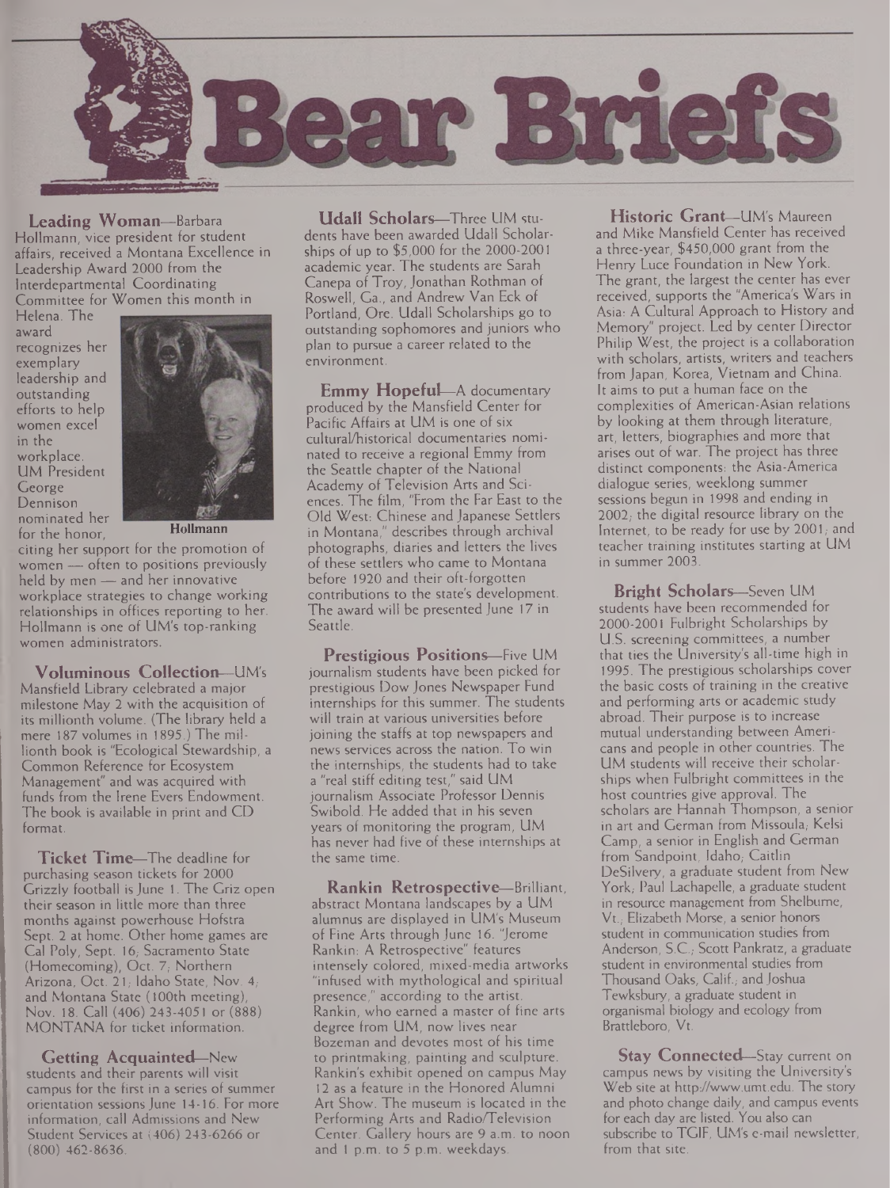# Bear Briefs

**Leading Woman**—Barbara Hollmann, vice president for student affairs, received a Montana Excellence in Leadership Award 2000 from the Interdepartmental Coordinating Committee for Women this month in Helena. The award recognizes her exemplary leadership and outstanding efforts to help women excel in the workplace. UM President George Dennison nominated her for the honor, citing her support for the promotion of women — often to positions previously held by men — and her innovative workplace strategies to change working relationships in offices reporting to her. Hollmann is one of UM's top-ranking women administrators.

Hollmann

**Voluminous Collection**—UM's Mansfield Library celebrated a major milestone May 2 with the acquisition of its millionth volume. (The library held a mere 187 volumes in 1895.) The millionth book is "Ecological Stewardship, a Common Reference for Ecosystem Management" and was acquired with funds from the Irene Evers Endowment. The book is available in print and CD format.

**Ticket Time**—The deadline for purchasing season tickets for 2000 Grizzly football is June 1. The Griz open their season in little more than three months against powerhouse Hofstra Sept. 2 at home. Other home games are Cal Poly, Sept. 16; Sacramento State (Homecoming), Oct. 7; Northern Arizona, Oct. 21; Idaho State, Nov. 4; and Montana State (100th meeting), Nov. 18. Call (406) 243-4051 or (888) MONTANA for ticket information.

**Getting Acquainted**—New students and their parents will visit campus for the first in a series of summer orientation sessions June 14-16. For more information, call Admissions and New Student Services at (406) 243-6266 or (800) 462-8636.

**Udall Scholars**—Three UM students have been awarded Udall Scholarships of up to $5,000 for the 2000-2001 academic year. The students are Sarah Canepa of Troy, Jonathan Rothman of Roswell, Ga., and Andrew Van Eck of Portland, Ore. Udall Scholarships go to outstanding sophomores and juniors who plan to pursue a career related to the environment.

**Emmy Hopeful**—A documentary produced by the Mansfield Center for Pacific Affairs at UM is one of six cultural/historical documentaries nominated to receive a regional Emmy from the Seattle chapter of the National Academy of Television Arts and Sciences. The film, "From the Far East to the Old West: Chinese and Japanese Settlers in Montana," describes through archival photographs, diaries and letters the lives of these settlers who came to Montana before 1920 and their oft-forgotten contributions to the state's development. The award will be presented June 17 in Seattle.

**Prestigious Positions**—Five UM journalism students have been picked for prestigious Dow Jones Newspaper Fund internships for this summer. The students will train at various universities before joining the staffs at top newspapers and news services across the nation. To win the internships, the students had to take a "real stiff editing test," said UM journalism Associate Professor Dennis Swibold. He added that in his seven years of monitoring the program, UM has never had five of these internships at the same time.

**Rankin Retrospective**—Brilliant, abstract Montana landscapes by a UM alumnus are displayed in UM's Museum of Fine Arts through June 16. "Jerome Rankin: A Retrospective" features intensely colored, mixed-media artworks "infused with mythological and spiritual presence," according to the artist. Rankin, who earned a master of fine arts degree from UM, now lives near Bozeman and devotes most of his time to printmaking, painting and sculpture. Rankin's exhibit opened on campus May 12 as a feature in the Honored Alumni Art Show. The museum is located in the Performing Arts and Radio/Television Center. Gallery hours are 9 a.m. to noon and 1 p.m. to 5 p.m. weekdays.

**Historic Grant**—UM's Maureen and Mike Mansfield Center has received a three-year, $450,000 grant from the Henry Luce Foundation in New York. The grant, the largest the center has ever received, supports the "America's Wars in Asia: A Cultural Approach to History and Memory" project. Led by center Director Philip West, the project is a collaboration with scholars, artists, writers and teachers from Japan, Korea, Vietnam and China. It aims to put a human face on the complexities of American-Asian relations by looking at them through literature, art, letters, biographies and more that arises out of war. The project has three distinct components: the Asia-America dialogue series, weeklong summer sessions begun in 1998 and ending in 2002; the digital resource library on the Internet, to be ready for use by 2001; and teacher training institutes starting at UM in summer 2003.

**Bright Scholars**—Seven UM students have been recommended for 2000-2001 Fulbright Scholarships by U.S. screening committees, a number that ties the University's all-time high in 1995. The prestigious scholarships cover the basic costs of training in the creative and performing arts or academic study abroad. Their purpose is to increase mutual understanding between Americans and people in other countries. The UM students will receive their scholarships when Fulbright committees in the host countries give approval. The scholars are Hannah Thompson, a senior in art and German from Missoula; Kelsi Camp, a senior in English and German from Sandpoint, Idaho; Caitlin DeSilvery, a graduate student from New York; Paul Lachapelle, a graduate student in resource management from Shelburne, Vt.; Elizabeth Morse, a senior honors student in communication studies from Anderson, S.C.; Scott Pankratz, a graduate student in environmental studies from Thousand Oaks, Calif.; and Joshua Tewksbury, a graduate student in organismal biology and ecology from Brattleboro, Vt.

**Stay Connected**—Stay current on campus news by visiting the University's Web site at http://www.umt.edu. The story and photo change daily, and campus events for each day are listed. You also can subscribe to TGIF, UM's e-mail newsletter, from that site.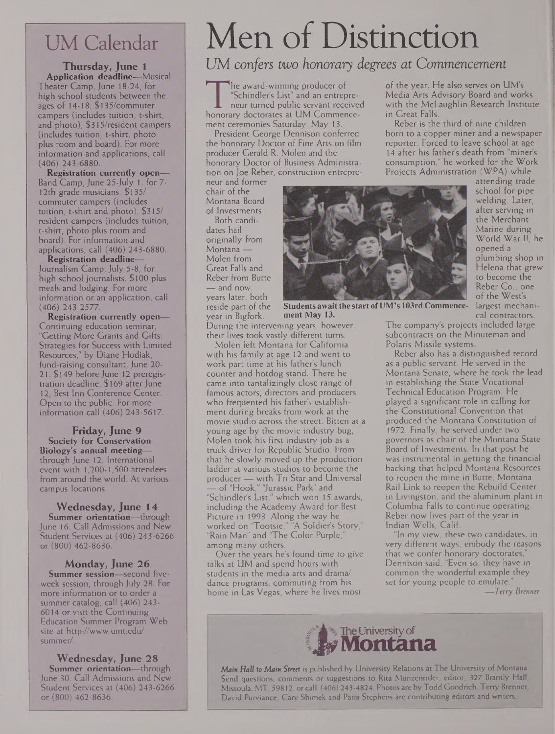# UM Calendar

### Thursday, June 1

**Application deadline**—Musical Theater Camp, June 18-24, for high school students between the ages of 14-18. $135/commuter campers (includes tuition, t-shirt, and photo), $315/resident campers (includes tuition, t-shirt, photo plus room and board). For more information and applications, call (406) 243-6880.

**Registration currently open**—Band Camp, June 25-July 1, for 7-12th-grade musicians. $135/commuter campers (includes tuition, t-shirt and photo), $315/resident campers (includes tuition, t-shirt, photo plus room and board). For information and applications, call (406) 243-6880.

**Registration deadline**—Journalism Camp, July 5-8, for high school journalists. $100 plus meals and lodging. For more information or an application, call (406) 243-2577.

**Registration currently open**—Continuing education seminar, "Getting More Grants and Gifts: Strategies for Success with Limited Resources," by Diane Hodiak, fund-raising consultant, June 20-21. $149 before June 12 preregistration deadline, $169 after June 12, Best Inn Conference Center. Open to the public. For more information call (406) 243-5617.

### Friday, June 9

**Society for Conservation Biology's annual meeting**—through June 12. International event with 1,200-1,500 attendees from around the world. At various campus locations.

### Wednesday, June 14

**Summer orientation**—through June 16. Call Admissions and New Student Services at (406) 243-6266 or (800) 462-8636.

### Monday, June 26

**Summer session**—second five-week session, through July 28. For more information or to order a summer catalog, call (406) 243-6014 or visit the Continuing Education Summer Program Web site at http://www.umt.edu/summer/.

### Wednesday, June 28

**Summer orientation**—through June 30. Call Admissions and New Student Services at (406) 243-6266 or (800) 462-8636.

# Men of Distinction

*UM confers two honorary degrees at Commencement*

The award-winning producer of "Schindler's List" and an entrepreneur turned public servant received honorary doctorates at UM Commencement ceremonies Saturday, May 13.

President George Dennison conferred the honorary Doctor of Fine Arts on film producer Gerald R. Molen and the honorary Doctor of Business Administration on Joe Reber, construction entrepreneur and former chair of the Montana Board of Investments.

Both candidates hail originally from Montana — Molen from Great Falls and Reber from Butte — and now, years later, both reside part of the year in Bigfork. During the intervening years, however, their lives took vastly different turns.

Molen left Montana for California with his family at age 12 and went to work part time at his father's lunch counter and hotdog stand. There he came into tantalizingly close range of famous actors, directors and producers who frequented his father's establishment during breaks from work at the movie studio across the street. Bitten at a young age by the movie industry bug, Molen took his first industry job as a truck driver for Republic Studio. From that he slowly moved up the production ladder at various studios to become the producer — with Tri Star and Universal — of "Hook," "Jurassic Park" and "Schindler's List," which won 15 awards, including the Academy Award for Best Picture in 1993. Along the way he worked on "Tootsie," "A Soldier's Story," "Rain Man" and "The Color Purple," among many others.

Over the years he's found time to give talks at UM and spend hours with students in the media arts and drama/dance programs, commuting from his home in Las Vegas, where he lives most of the year. He also serves on UM's Media Arts Advisory Board and works with the McLaughlin Research Institute in Great Falls.

**Students await the start of UM's 103rd Commencement May 13.**

Reber is the third of nine children born to a copper miner and a newspaper reporter. Forced to leave school at age 14 after his father's death from "miner's consumption," he worked for the Work Projects Administration (WPA) while attending trade school for pipe welding. Later, after serving in the Merchant Marine during World War II, he opened a plumbing shop in Helena that grew to become the Reber Co., one of the West's largest mechanical contractors. The company's projects included large subcontracts on the Minuteman and Polaris Missile systems.

Reber also has a distinguished record as a public servant. He served in the Montana Senate, where he took the lead in establishing the State Vocational-Technical Education Program. He played a significant role in calling for the Constitutional Convention that produced the Montana Constitution of 1972. Finally, he served under two governors as chair of the Montana State Board of Investments. In that post he was instrumental in getting the financial backing that helped Montana Resources to reopen the mine in Butte, Montana Rail Link to reopen the Rebuild Center in Livingston, and the aluminum plant in Columbia Falls to continue operating. Reber now lives part of the year in Indian Wells, Calif.

"In my view, these two candidates, in very different ways, embody the reasons that we confer honorary doctorates," Dennison said. "Even so, they have in common the wonderful example they set for young people to emulate."

*—Terry Brenner*

The University of Montana

***Main Hall to Main Street*** is published by University Relations at The University of Montana. Send questions, comments or suggestions to Rita Munzenrider, editor, 327 Brantly Hall, Missoula, MT, 59812, or call (406) 243-4824. Photos are by Todd Goodrich. Terry Brenner, David Purviance, Cary Shimek and Patia Stephens are contributing editors and writers.